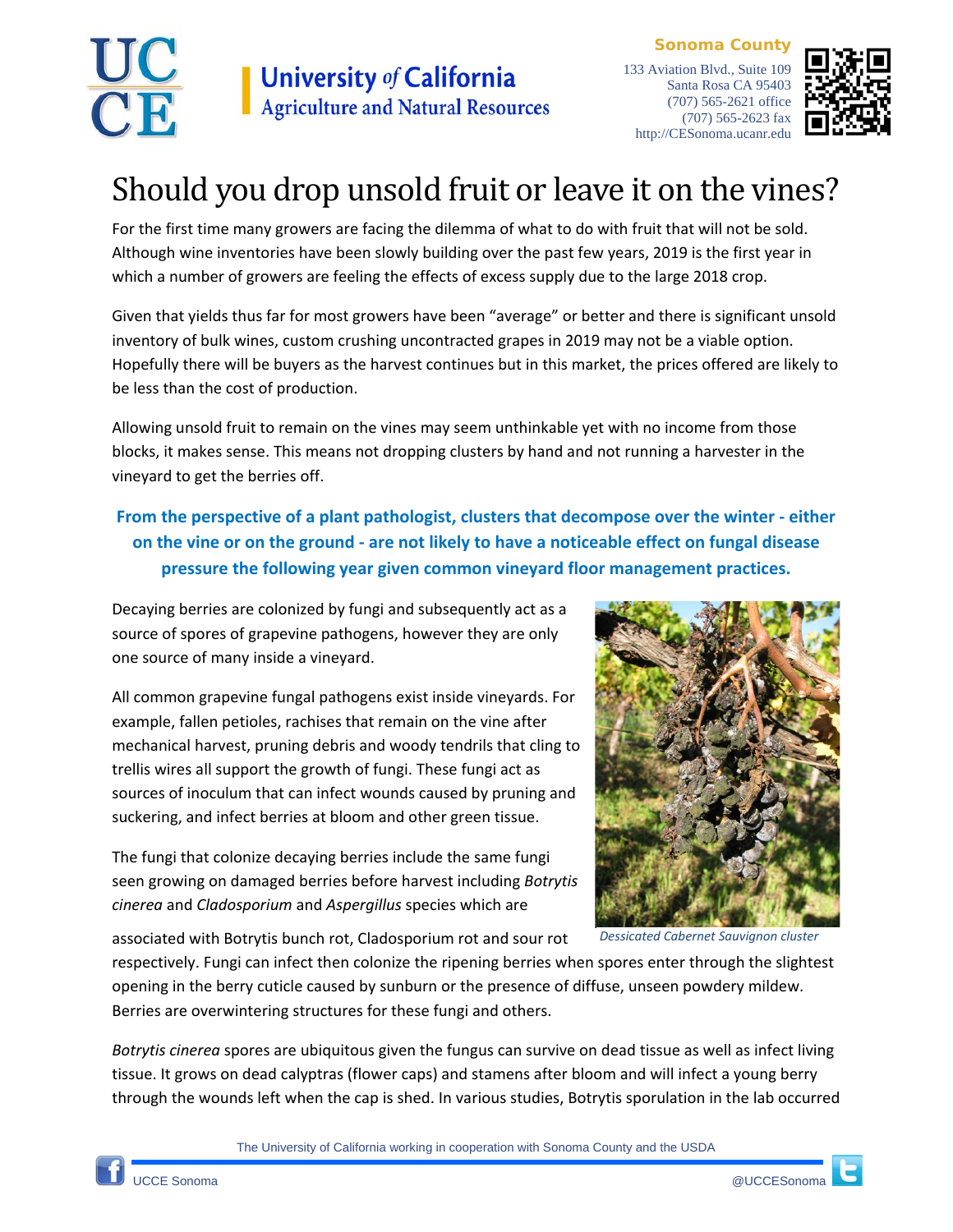# Should you drop unsold fruit or leave it on the vines?

For the first time many growers are facing the dilemma of what to do with fruit that will not be sold. Although wine inventories have been slowly building over the past few years, 2019 is the first year in which a number of growers are feeling the effects of excess supply due to the large 2018 crop.

Given that yields thus far for most growers have been "average" or better and there is significant unsold inventory of bulk wines, custom crushing uncontracted grapes in 2019 may not be a viable option. Hopefully there will be buyers as the harvest continues but in this market, the prices offered are likely to be less than the cost of production.

Allowing unsold fruit to remain on the vines may seem unthinkable yet with no income from those blocks, it makes sense. This means not dropping clusters by hand and not running a harvester in the vineyard to get the berries off.

**From the perspective of a plant pathologist, clusters that decompose over the winter - either on the vine or on the ground - are not likely to have a noticeable effect on fungal disease pressure the following year given common vineyard floor management practices.**

Decaying berries are colonized by fungi and subsequently act as a source of spores of grapevine pathogens, however they are only one source of many inside a vineyard.

All common grapevine fungal pathogens exist inside vineyards. For example, fallen petioles, rachises that remain on the vine after mechanical harvest, pruning debris and woody tendrils that cling to trellis wires all support the growth of fungi. These fungi act as sources of inoculum that can infect wounds caused by pruning and suckering, and infect berries at bloom and other green tissue.

*Dessicated Cabernet Sauvignon cluster*

The fungi that colonize decaying berries include the same fungi seen growing on damaged berries before harvest including *Botrytis cinerea* and *Cladosporium* and *Aspergillus* species which are associated with Botrytis bunch rot, Cladosporium rot and sour rot respectively. Fungi can infect then colonize the ripening berries when spores enter through the slightest opening in the berry cuticle caused by sunburn or the presence of diffuse, unseen powdery mildew. Berries are overwintering structures for these fungi and others.

*Botrytis cinerea* spores are ubiquitous given the fungus can survive on dead tissue as well as infect living tissue. It grows on dead calyptras (flower caps) and stamens after bloom and will infect a young berry through the wounds left when the cap is shed. In various studies, Botrytis sporulation in the lab occurred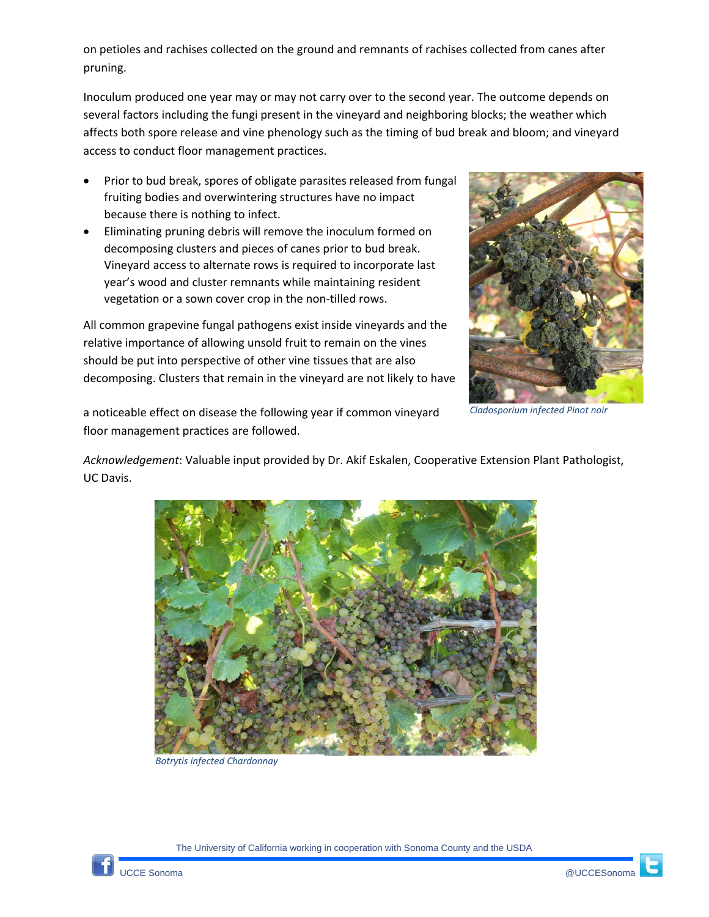on petioles and rachises collected on the ground and remnants of rachises collected from canes after pruning.

Inoculum produced one year may or may not carry over to the second year. The outcome depends on several factors including the fungi present in the vineyard and neighboring blocks; the weather which affects both spore release and vine phenology such as the timing of bud break and bloom; and vineyard access to conduct floor management practices.

- Prior to bud break, spores of obligate parasites released from fungal fruiting bodies and overwintering structures have no impact because there is nothing to infect.
- Eliminating pruning debris will remove the inoculum formed on decomposing clusters and pieces of canes prior to bud break. Vineyard access to alternate rows is required to incorporate last year's wood and cluster remnants while maintaining resident vegetation or a sown cover crop in the non-tilled rows.

All common grapevine fungal pathogens exist inside vineyards and the relative importance of allowing unsold fruit to remain on the vines should be put into perspective of other vine tissues that are also decomposing. Clusters that remain in the vineyard are not likely to have a noticeable effect on disease the following year if common vineyard floor management practices are followed.

*Cladosporium infected Pinot noir*

*Acknowledgement*: Valuable input provided by Dr. Akif Eskalen, Cooperative Extension Plant Pathologist, UC Davis.

*Botrytis infected Chardonnay*

The University of California working in cooperation with Sonoma County and the USDA

UCCE Sonoma

@UCCESonoma